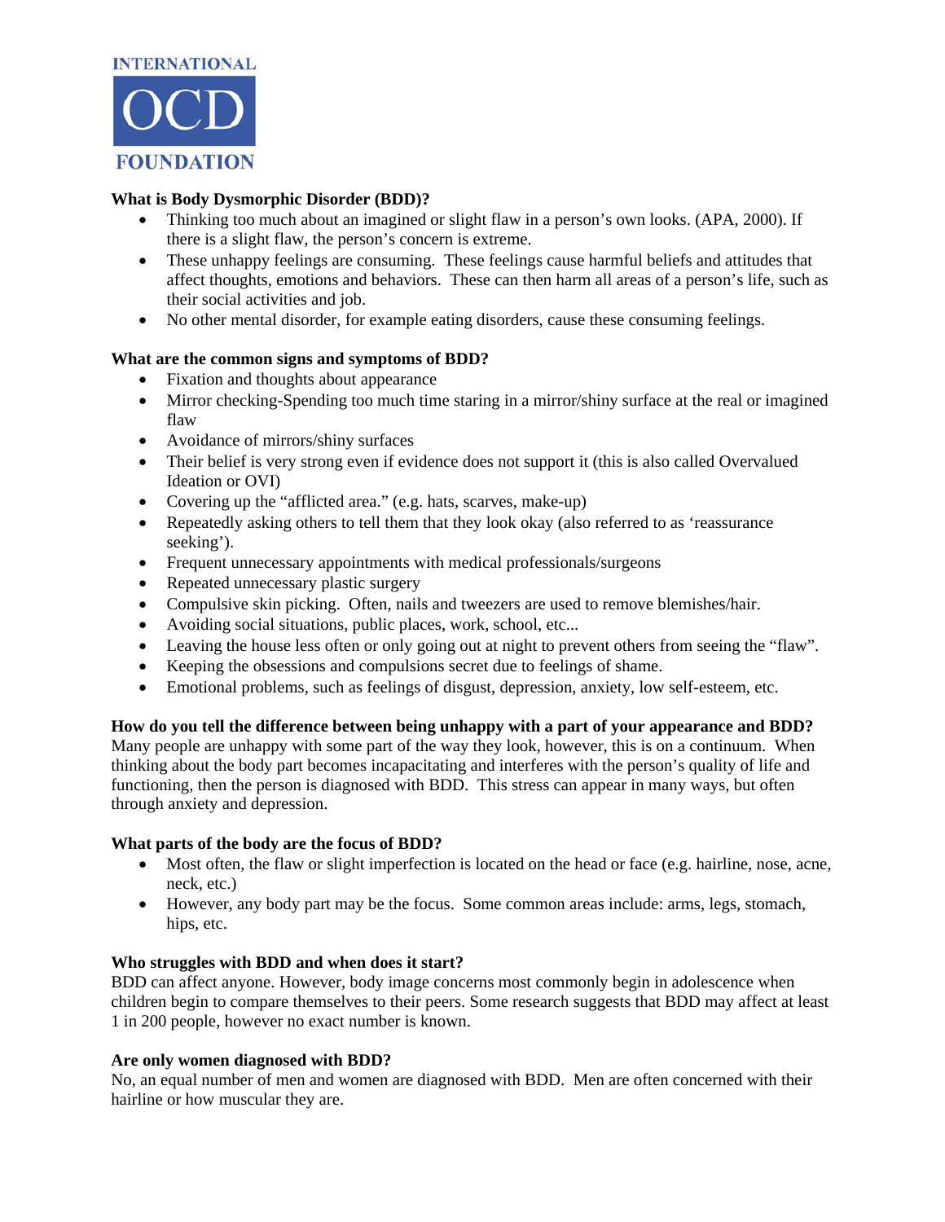INTERNATIONAL
OCD
FOUNDATION

**What is Body Dysmorphic Disorder (BDD)?**

- Thinking too much about an imagined or slight flaw in a person's own looks. (APA, 2000). If there is a slight flaw, the person's concern is extreme.
- These unhappy feelings are consuming. These feelings cause harmful beliefs and attitudes that affect thoughts, emotions and behaviors. These can then harm all areas of a person's life, such as their social activities and job.
- No other mental disorder, for example eating disorders, cause these consuming feelings.

**What are the common signs and symptoms of BDD?**

- Fixation and thoughts about appearance
- Mirror checking-Spending too much time staring in a mirror/shiny surface at the real or imagined flaw
- Avoidance of mirrors/shiny surfaces
- Their belief is very strong even if evidence does not support it (this is also called Overvalued Ideation or OVI)
- Covering up the "afflicted area." (e.g. hats, scarves, make-up)
- Repeatedly asking others to tell them that they look okay (also referred to as 'reassurance seeking').
- Frequent unnecessary appointments with medical professionals/surgeons
- Repeated unnecessary plastic surgery
- Compulsive skin picking. Often, nails and tweezers are used to remove blemishes/hair.
- Avoiding social situations, public places, work, school, etc...
- Leaving the house less often or only going out at night to prevent others from seeing the "flaw".
- Keeping the obsessions and compulsions secret due to feelings of shame.
- Emotional problems, such as feelings of disgust, depression, anxiety, low self-esteem, etc.

**How do you tell the difference between being unhappy with a part of your appearance and BDD?**
Many people are unhappy with some part of the way they look, however, this is on a continuum. When thinking about the body part becomes incapacitating and interferes with the person's quality of life and functioning, then the person is diagnosed with BDD. This stress can appear in many ways, but often through anxiety and depression.

**What parts of the body are the focus of BDD?**

- Most often, the flaw or slight imperfection is located on the head or face (e.g. hairline, nose, acne, neck, etc.)
- However, any body part may be the focus. Some common areas include: arms, legs, stomach, hips, etc.

**Who struggles with BDD and when does it start?**
BDD can affect anyone. However, body image concerns most commonly begin in adolescence when children begin to compare themselves to their peers. Some research suggests that BDD may affect at least 1 in 200 people, however no exact number is known.

**Are only women diagnosed with BDD?**
No, an equal number of men and women are diagnosed with BDD. Men are often concerned with their hairline or how muscular they are.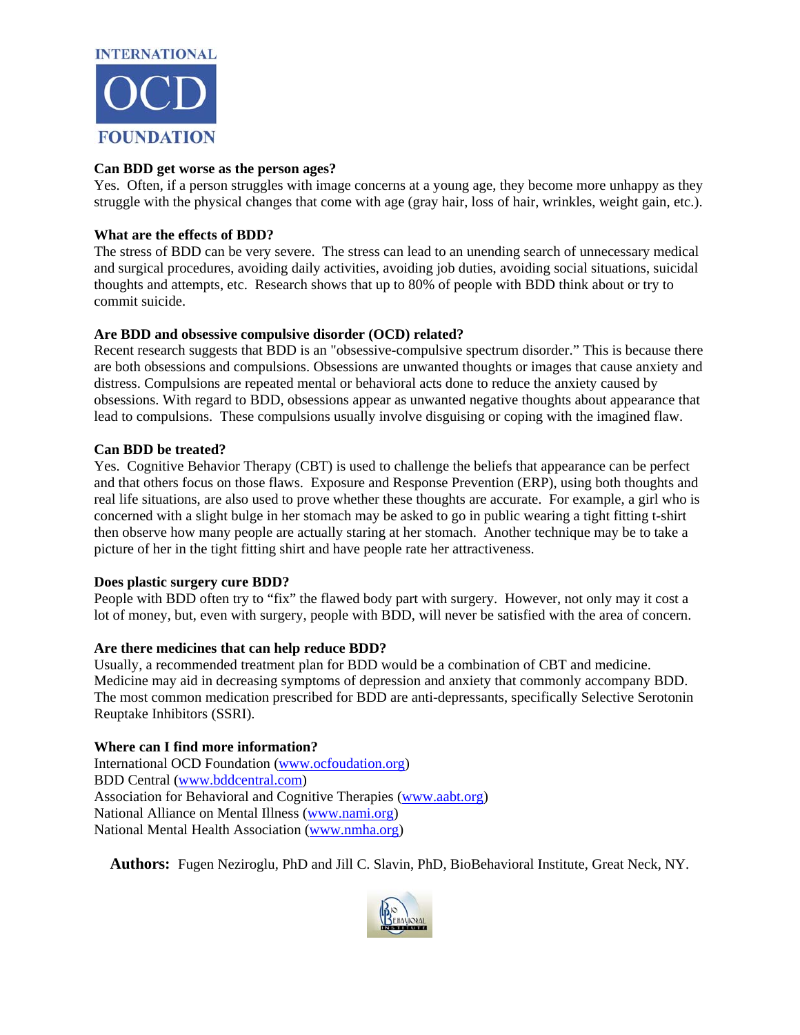**Can BDD get worse as the person ages?**
Yes. Often, if a person struggles with image concerns at a young age, they become more unhappy as they struggle with the physical changes that come with age (gray hair, loss of hair, wrinkles, weight gain, etc.).

**What are the effects of BDD?**
The stress of BDD can be very severe. The stress can lead to an unending search of unnecessary medical and surgical procedures, avoiding daily activities, avoiding job duties, avoiding social situations, suicidal thoughts and attempts, etc. Research shows that up to 80% of people with BDD think about or try to commit suicide.

**Are BDD and obsessive compulsive disorder (OCD) related?**
Recent research suggests that BDD is an "obsessive-compulsive spectrum disorder." This is because there are both obsessions and compulsions. Obsessions are unwanted thoughts or images that cause anxiety and distress. Compulsions are repeated mental or behavioral acts done to reduce the anxiety caused by obsessions. With regard to BDD, obsessions appear as unwanted negative thoughts about appearance that lead to compulsions. These compulsions usually involve disguising or coping with the imagined flaw.

**Can BDD be treated?**
Yes. Cognitive Behavior Therapy (CBT) is used to challenge the beliefs that appearance can be perfect and that others focus on those flaws. Exposure and Response Prevention (ERP), using both thoughts and real life situations, are also used to prove whether these thoughts are accurate. For example, a girl who is concerned with a slight bulge in her stomach may be asked to go in public wearing a tight fitting t-shirt then observe how many people are actually staring at her stomach. Another technique may be to take a picture of her in the tight fitting shirt and have people rate her attractiveness.

**Does plastic surgery cure BDD?**
People with BDD often try to "fix" the flawed body part with surgery. However, not only may it cost a lot of money, but, even with surgery, people with BDD, will never be satisfied with the area of concern.

**Are there medicines that can help reduce BDD?**
Usually, a recommended treatment plan for BDD would be a combination of CBT and medicine. Medicine may aid in decreasing symptoms of depression and anxiety that commonly accompany BDD. The most common medication prescribed for BDD are anti-depressants, specifically Selective Serotonin Reuptake Inhibitors (SSRI).

**Where can I find more information?**
International OCD Foundation (www.ocfoudation.org)
BDD Central (www.bddcentral.com)
Association for Behavioral and Cognitive Therapies (www.aabt.org)
National Alliance on Mental Illness (www.nami.org)
National Mental Health Association (www.nmha.org)

**Authors:** Fugen Neziroglu, PhD and Jill C. Slavin, PhD, BioBehavioral Institute, Great Neck, NY.